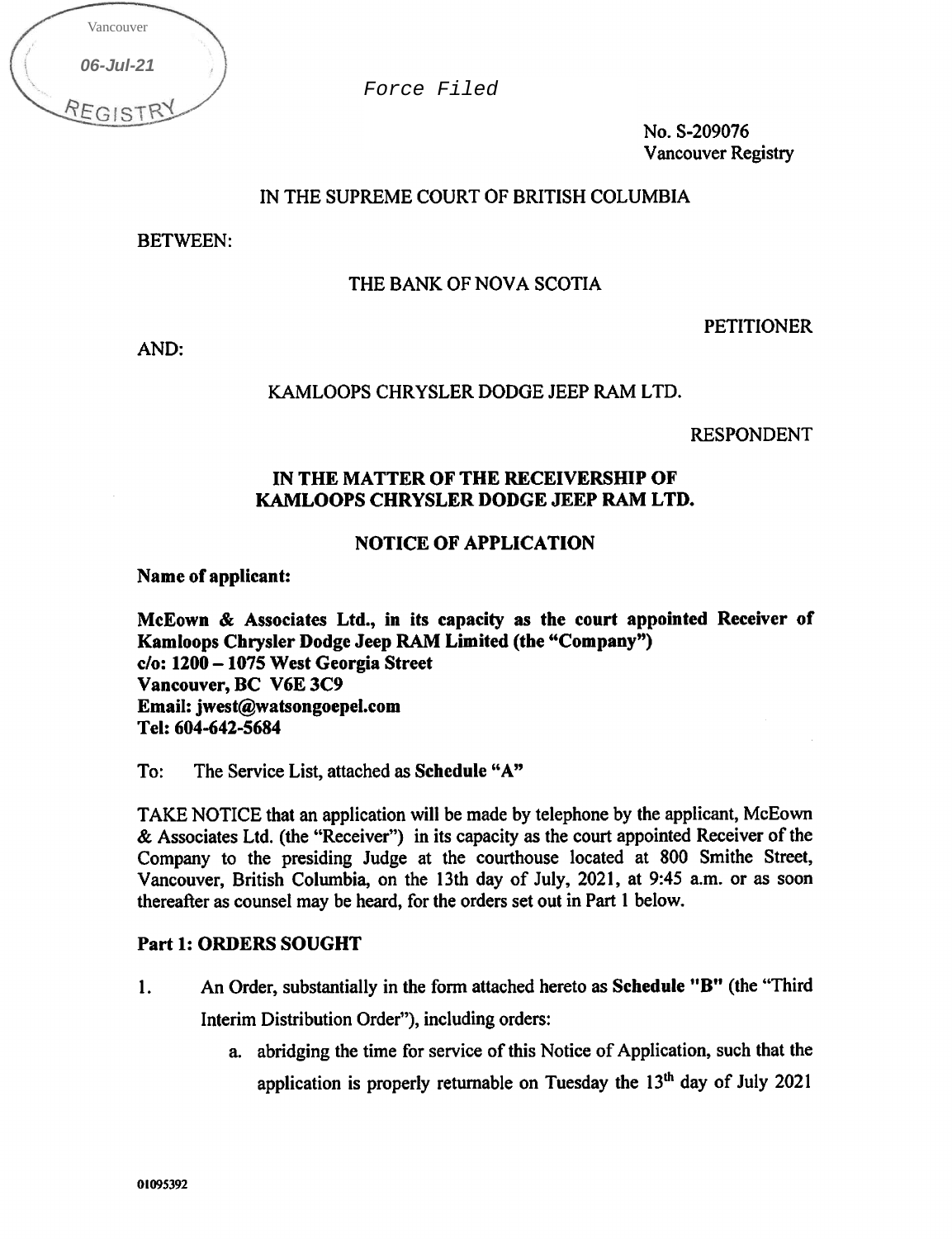Vancouver
06-Jul-21
REGISTRY

*Force Filed*

No. S-209076
Vancouver Registry

IN THE SUPREME COURT OF BRITISH COLUMBIA

BETWEEN:

THE BANK OF NOVA SCOTIA

PETITIONER

AND:

KAMLOOPS CHRYSLER DODGE JEEP RAM LTD.

RESPONDENT

**IN THE MATTER OF THE RECEIVERSHIP OF KAMLOOPS CHRYSLER DODGE JEEP RAM LTD.**

**NOTICE OF APPLICATION**

**Name of applicant:**

**McEown & Associates Ltd., in its capacity as the court appointed Receiver of Kamloops Chrysler Dodge Jeep RAM Limited (the "Company")**
**c/o: 1200 – 1075 West Georgia Street**
**Vancouver, BC V6E 3C9**
**Email: jwest@watsongoepel.com**
**Tel: 604-642-5684**

To: The Service List, attached as **Schedule "A"**

TAKE NOTICE that an application will be made by telephone by the applicant, McEown & Associates Ltd. (the "Receiver") in its capacity as the court appointed Receiver of the Company to the presiding Judge at the courthouse located at 800 Smithe Street, Vancouver, British Columbia, on the 13th day of July, 2021, at 9:45 a.m. or as soon thereafter as counsel may be heard, for the orders set out in Part 1 below.

**Part 1: ORDERS SOUGHT**

1. An Order, substantially in the form attached hereto as **Schedule "B"** (the "Third Interim Distribution Order"), including orders:
   a. abridging the time for service of this Notice of Application, such that the application is properly returnable on Tuesday the 13th day of July 2021

01095392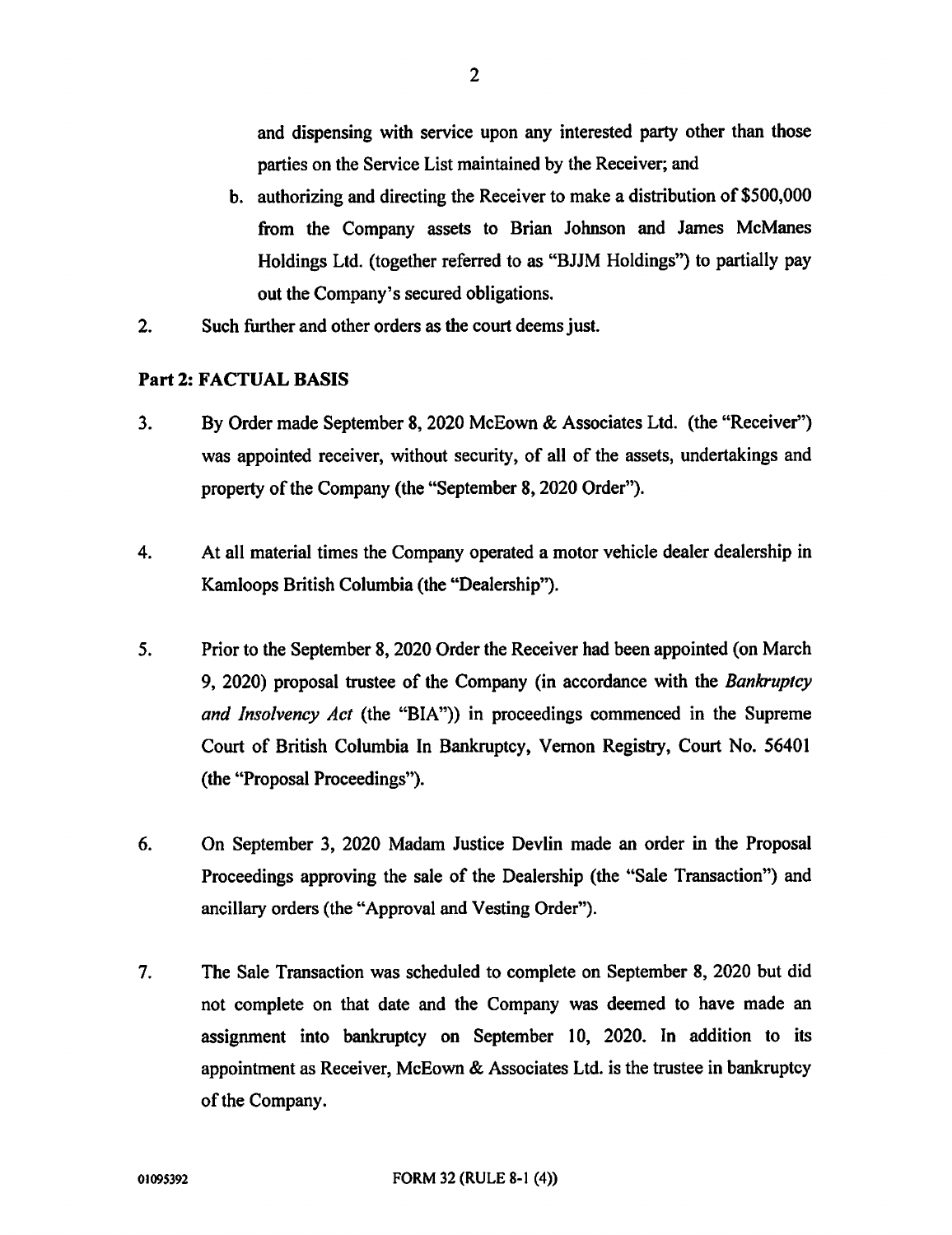and dispensing with service upon any interested party other than those parties on the Service List maintained by the Receiver; and

b. authorizing and directing the Receiver to make a distribution of $500,000 from the Company assets to Brian Johnson and James McManes Holdings Ltd. (together referred to as "BJJM Holdings") to partially pay out the Company's secured obligations.

2. Such further and other orders as the court deems just.

## Part 2: FACTUAL BASIS

3. By Order made September 8, 2020 McEown & Associates Ltd. (the "Receiver") was appointed receiver, without security, of all of the assets, undertakings and property of the Company (the "September 8, 2020 Order").

4. At all material times the Company operated a motor vehicle dealer dealership in Kamloops British Columbia (the "Dealership").

5. Prior to the September 8, 2020 Order the Receiver had been appointed (on March 9, 2020) proposal trustee of the Company (in accordance with the *Bankruptcy and Insolvency Act* (the "BIA")) in proceedings commenced in the Supreme Court of British Columbia In Bankruptcy, Vernon Registry, Court No. 56401 (the "Proposal Proceedings").

6. On September 3, 2020 Madam Justice Devlin made an order in the Proposal Proceedings approving the sale of the Dealership (the "Sale Transaction") and ancillary orders (the "Approval and Vesting Order").

7. The Sale Transaction was scheduled to complete on September 8, 2020 but did not complete on that date and the Company was deemed to have made an assignment into bankruptcy on September 10, 2020. In addition to its appointment as Receiver, McEown & Associates Ltd. is the trustee in bankruptcy of the Company.

01095392 FORM 32 (RULE 8-1 (4))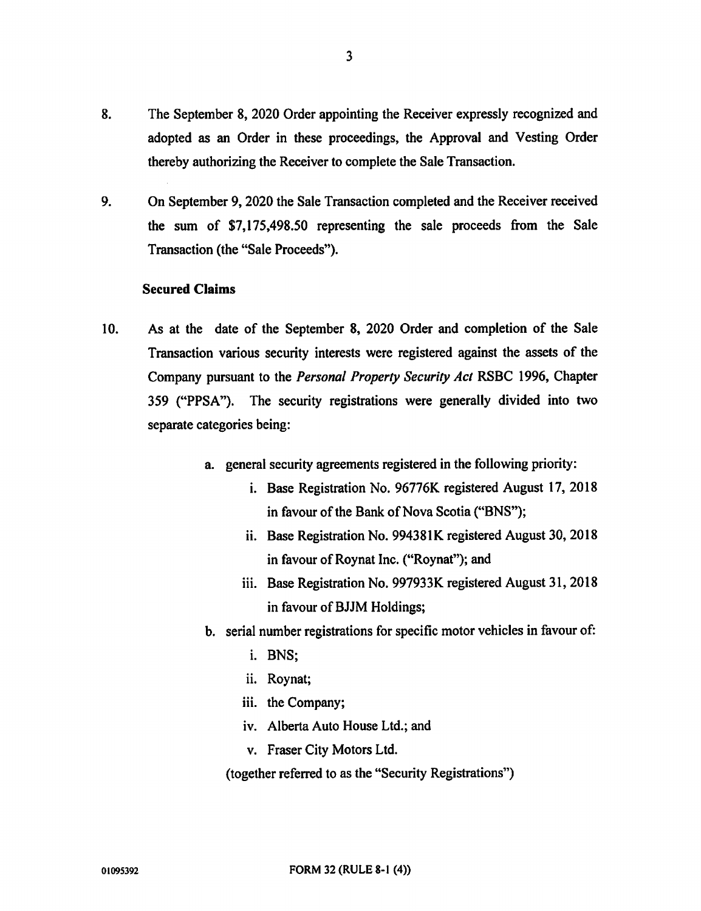8. The September 8, 2020 Order appointing the Receiver expressly recognized and adopted as an Order in these proceedings, the Approval and Vesting Order thereby authorizing the Receiver to complete the Sale Transaction.

9. On September 9, 2020 the Sale Transaction completed and the Receiver received the sum of $7,175,498.50 representing the sale proceeds from the Sale Transaction (the "Sale Proceeds").

**Secured Claims**

10. As at the date of the September 8, 2020 Order and completion of the Sale Transaction various security interests were registered against the assets of the Company pursuant to the *Personal Property Security Act* RSBC 1996, Chapter 359 ("PPSA"). The security registrations were generally divided into two separate categories being:

   a. general security agreements registered in the following priority:
      i. Base Registration No. 96776K registered August 17, 2018 in favour of the Bank of Nova Scotia ("BNS");
      ii. Base Registration No. 994381K registered August 30, 2018 in favour of Roynat Inc. ("Roynat"); and
      iii. Base Registration No. 997933K registered August 31, 2018 in favour of BJJM Holdings;

   b. serial number registrations for specific motor vehicles in favour of:
      i. BNS;
      ii. Roynat;
      iii. the Company;
      iv. Alberta Auto House Ltd.; and
      v. Fraser City Motors Ltd.

   (together referred to as the "Security Registrations")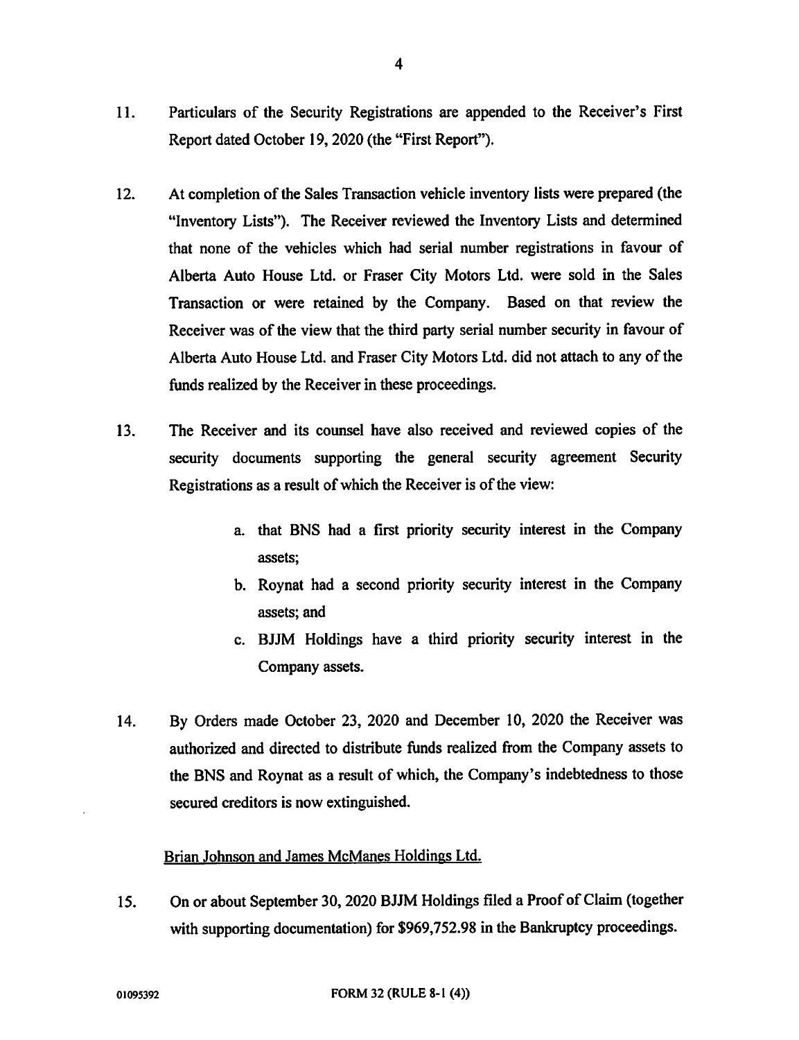11. Particulars of the Security Registrations are appended to the Receiver's First Report dated October 19, 2020 (the "First Report").

12. At completion of the Sales Transaction vehicle inventory lists were prepared (the "Inventory Lists"). The Receiver reviewed the Inventory Lists and determined that none of the vehicles which had serial number registrations in favour of Alberta Auto House Ltd. or Fraser City Motors Ltd. were sold in the Sales Transaction or were retained by the Company. Based on that review the Receiver was of the view that the third party serial number security in favour of Alberta Auto House Ltd. and Fraser City Motors Ltd. did not attach to any of the funds realized by the Receiver in these proceedings.

13. The Receiver and its counsel have also received and reviewed copies of the security documents supporting the general security agreement Security Registrations as a result of which the Receiver is of the view:

    a. that BNS had a first priority security interest in the Company assets;
    b. Roynat had a second priority security interest in the Company assets; and
    c. BJJM Holdings have a third priority security interest in the Company assets.

14. By Orders made October 23, 2020 and December 10, 2020 the Receiver was authorized and directed to distribute funds realized from the Company assets to the BNS and Roynat as a result of which, the Company's indebtedness to those secured creditors is now extinguished.

<u>Brian Johnson and James McManes Holdings Ltd.</u>

15. On or about September 30, 2020 BJJM Holdings filed a Proof of Claim (together with supporting documentation) for $969,752.98 in the Bankruptcy proceedings.

01095392 FORM 32 (RULE 8-1 (4))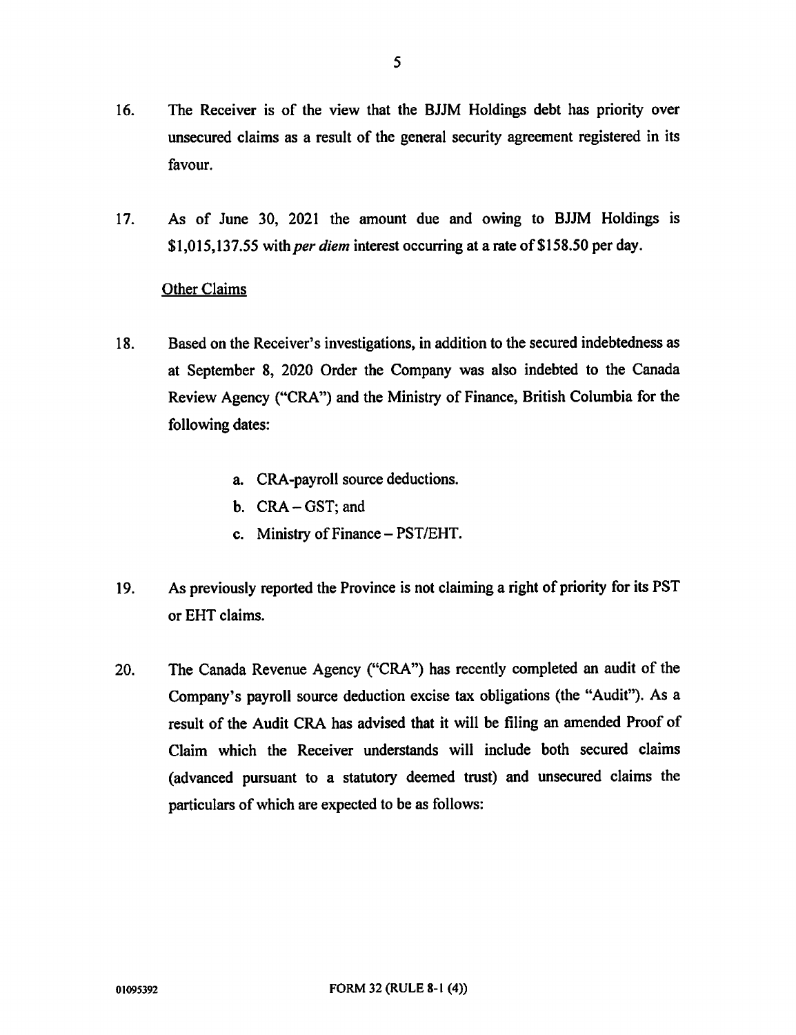16. The Receiver is of the view that the BJJM Holdings debt has priority over unsecured claims as a result of the general security agreement registered in its favour.

17. As of June 30, 2021 the amount due and owing to BJJM Holdings is $1,015,137.55 with *per diem* interest occurring at a rate of $158.50 per day.

<u>Other Claims</u>

18. Based on the Receiver's investigations, in addition to the secured indebtedness as at September 8, 2020 Order the Company was also indebted to the Canada Review Agency ("CRA") and the Ministry of Finance, British Columbia for the following dates:

    a. CRA-payroll source deductions.
    b. CRA – GST; and
    c. Ministry of Finance – PST/EHT.

19. As previously reported the Province is not claiming a right of priority for its PST or EHT claims.

20. The Canada Revenue Agency ("CRA") has recently completed an audit of the Company's payroll source deduction excise tax obligations (the "Audit"). As a result of the Audit CRA has advised that it will be filing an amended Proof of Claim which the Receiver understands will include both secured claims (advanced pursuant to a statutory deemed trust) and unsecured claims the particulars of which are expected to be as follows: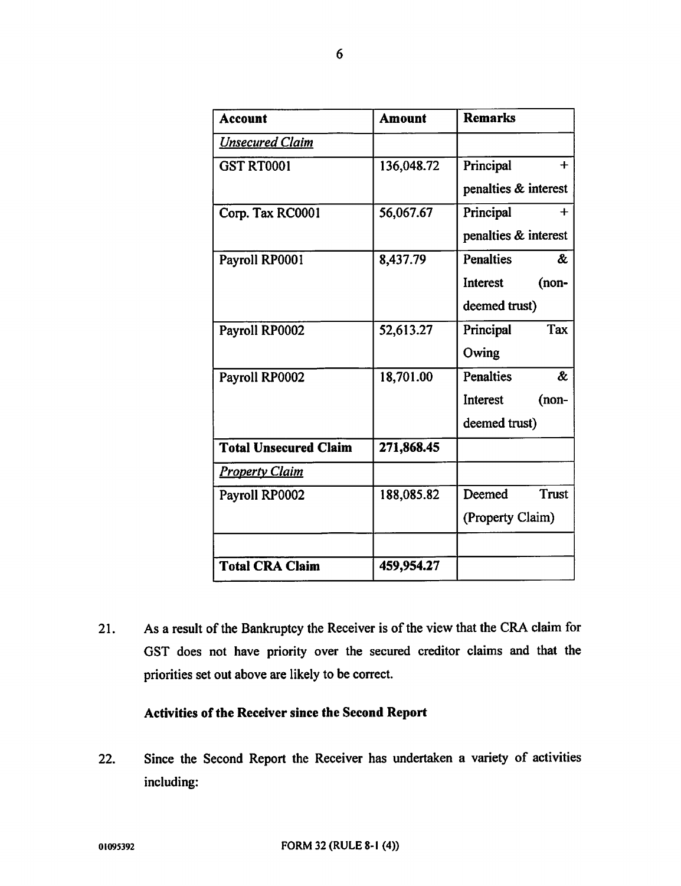| Account | Amount | Remarks |
| --- | --- | --- |
| *Unsecured Claim* | | |
| GST RT0001 | 136,048.72 | Principal + penalties & interest |
| Corp. Tax RC0001 | 56,067.67 | Principal + penalties & interest |
| Payroll RP0001 | 8,437.79 | Penalties & Interest (non-deemed trust) |
| Payroll RP0002 | 52,613.27 | Principal Tax Owing |
| Payroll RP0002 | 18,701.00 | Penalties & Interest (non-deemed trust) |
| **Total Unsecured Claim** | **271,868.45** | |
| *Property Claim* | | |
| Payroll RP0002 | 188,085.82 | Deemed Trust (Property Claim) |
| | | |
| **Total CRA Claim** | **459,954.27** | |

21. As a result of the Bankruptcy the Receiver is of the view that the CRA claim for GST does not have priority over the secured creditor claims and that the priorities set out above are likely to be correct.

**Activities of the Receiver since the Second Report**

22. Since the Second Report the Receiver has undertaken a variety of activities including:

01095392 FORM 32 (RULE 8-1 (4))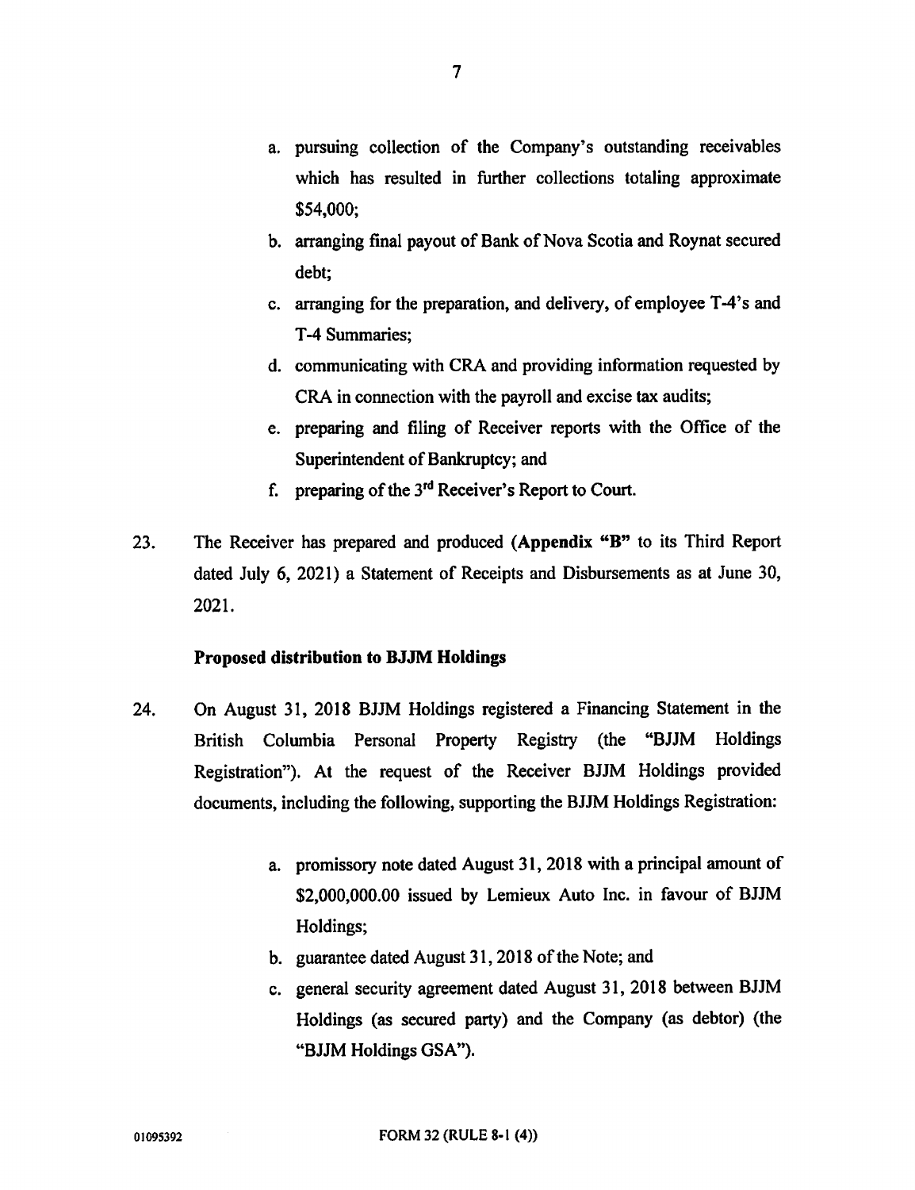a. pursuing collection of the Company's outstanding receivables which has resulted in further collections totaling approximate $54,000;
b. arranging final payout of Bank of Nova Scotia and Roynat secured debt;
c. arranging for the preparation, and delivery, of employee T-4's and T-4 Summaries;
d. communicating with CRA and providing information requested by CRA in connection with the payroll and excise tax audits;
e. preparing and filing of Receiver reports with the Office of the Superintendent of Bankruptcy; and
f. preparing of the 3rd Receiver's Report to Court.

23. The Receiver has prepared and produced (**Appendix "B"** to its Third Report dated July 6, 2021) a Statement of Receipts and Disbursements as at June 30, 2021.

**Proposed distribution to BJJM Holdings**

24. On August 31, 2018 BJJM Holdings registered a Financing Statement in the British Columbia Personal Property Registry (the "BJJM Holdings Registration"). At the request of the Receiver BJJM Holdings provided documents, including the following, supporting the BJJM Holdings Registration:

a. promissory note dated August 31, 2018 with a principal amount of $2,000,000.00 issued by Lemieux Auto Inc. in favour of BJJM Holdings;
b. guarantee dated August 31, 2018 of the Note; and
c. general security agreement dated August 31, 2018 between BJJM Holdings (as secured party) and the Company (as debtor) (the "BJJM Holdings GSA").

01095392 FORM 32 (RULE 8-1 (4))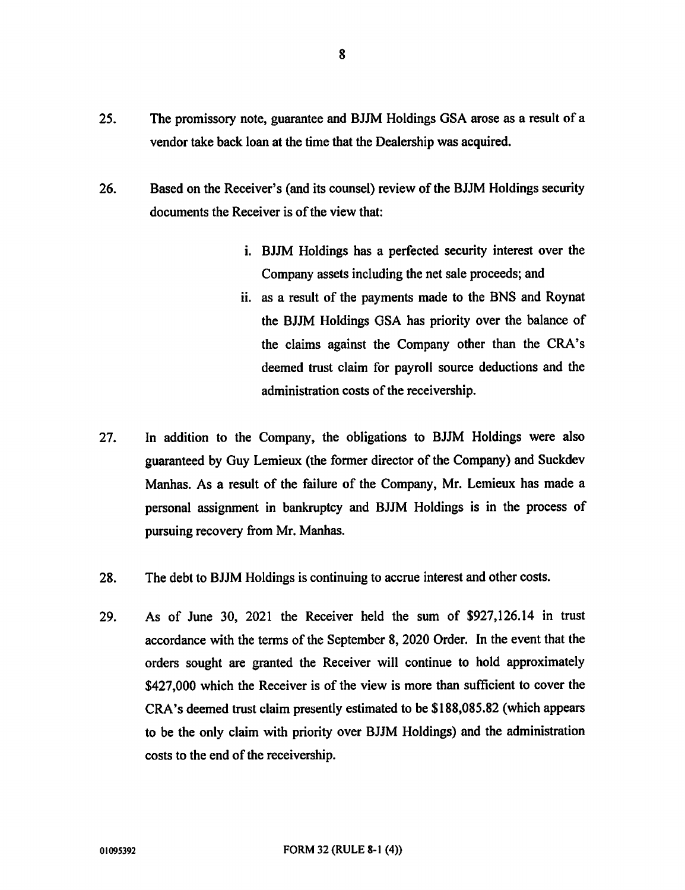25. The promissory note, guarantee and BJJM Holdings GSA arose as a result of a vendor take back loan at the time that the Dealership was acquired.

26. Based on the Receiver's (and its counsel) review of the BJJM Holdings security documents the Receiver is of the view that:

    i. BJJM Holdings has a perfected security interest over the Company assets including the net sale proceeds; and

    ii. as a result of the payments made to the BNS and Roynat the BJJM Holdings GSA has priority over the balance of the claims against the Company other than the CRA's deemed trust claim for payroll source deductions and the administration costs of the receivership.

27. In addition to the Company, the obligations to BJJM Holdings were also guaranteed by Guy Lemieux (the former director of the Company) and Suckdev Manhas. As a result of the failure of the Company, Mr. Lemieux has made a personal assignment in bankruptcy and BJJM Holdings is in the process of pursuing recovery from Mr. Manhas.

28. The debt to BJJM Holdings is continuing to accrue interest and other costs.

29. As of June 30, 2021 the Receiver held the sum of $927,126.14 in trust accordance with the terms of the September 8, 2020 Order. In the event that the orders sought are granted the Receiver will continue to hold approximately $427,000 which the Receiver is of the view is more than sufficient to cover the CRA's deemed trust claim presently estimated to be $188,085.82 (which appears to be the only claim with priority over BJJM Holdings) and the administration costs to the end of the receivership.

01095392 FORM 32 (RULE 8-1 (4))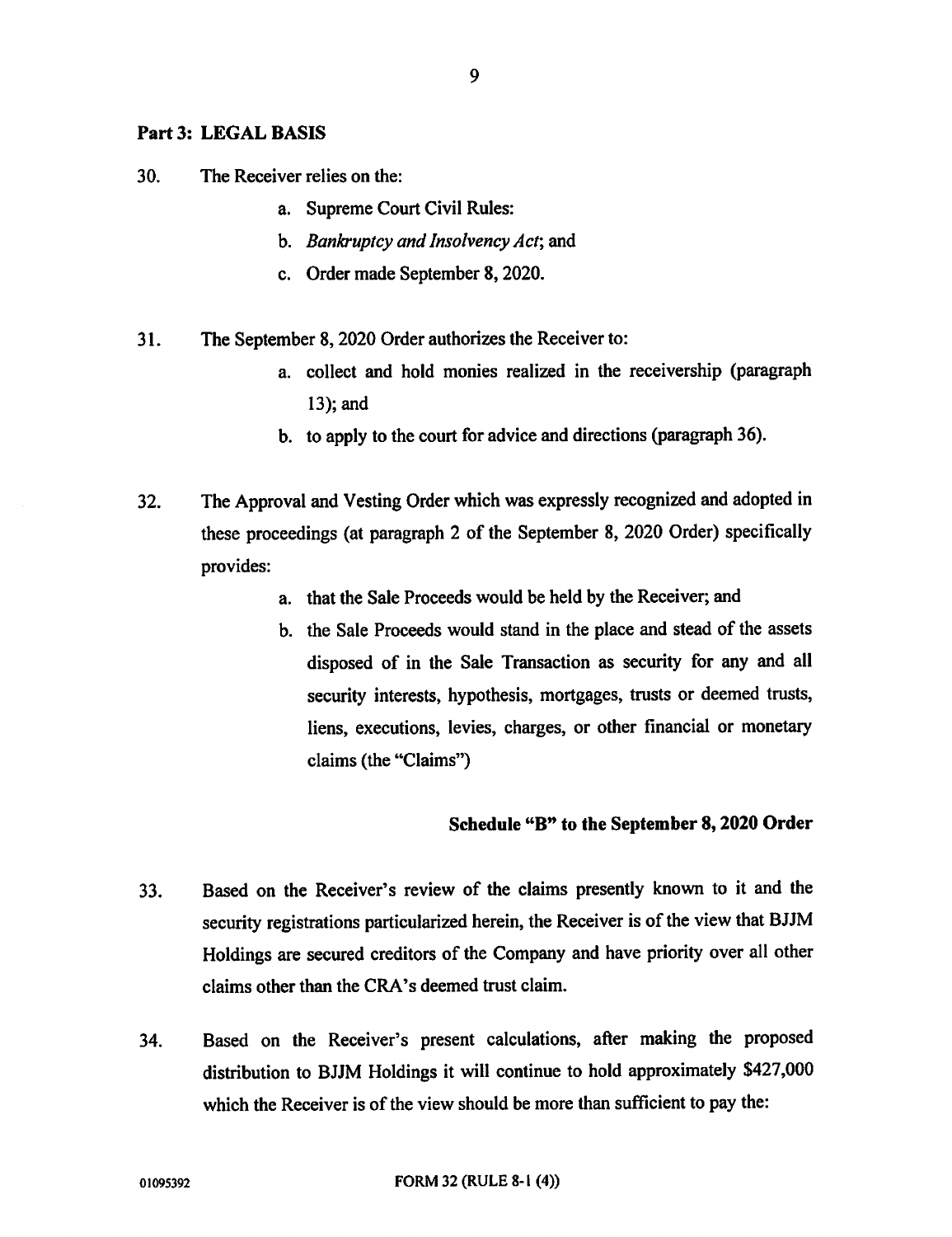## Part 3: LEGAL BASIS

30. The Receiver relies on the:

    a. Supreme Court Civil Rules:

    b. *Bankruptcy and Insolvency Act*; and

    c. Order made September 8, 2020.

31. The September 8, 2020 Order authorizes the Receiver to:

    a. collect and hold monies realized in the receivership (paragraph 13); and

    b. to apply to the court for advice and directions (paragraph 36).

32. The Approval and Vesting Order which was expressly recognized and adopted in these proceedings (at paragraph 2 of the September 8, 2020 Order) specifically provides:

    a. that the Sale Proceeds would be held by the Receiver; and

    b. the Sale Proceeds would stand in the place and stead of the assets disposed of in the Sale Transaction as security for any and all security interests, hypothesis, mortgages, trusts or deemed trusts, liens, executions, levies, charges, or other financial or monetary claims (the "Claims")

### Schedule "B" to the September 8, 2020 Order

33. Based on the Receiver's review of the claims presently known to it and the security registrations particularized herein, the Receiver is of the view that BJJM Holdings are secured creditors of the Company and have priority over all other claims other than the CRA's deemed trust claim.

34. Based on the Receiver's present calculations, after making the proposed distribution to BJJM Holdings it will continue to hold approximately $427,000 which the Receiver is of the view should be more than sufficient to pay the: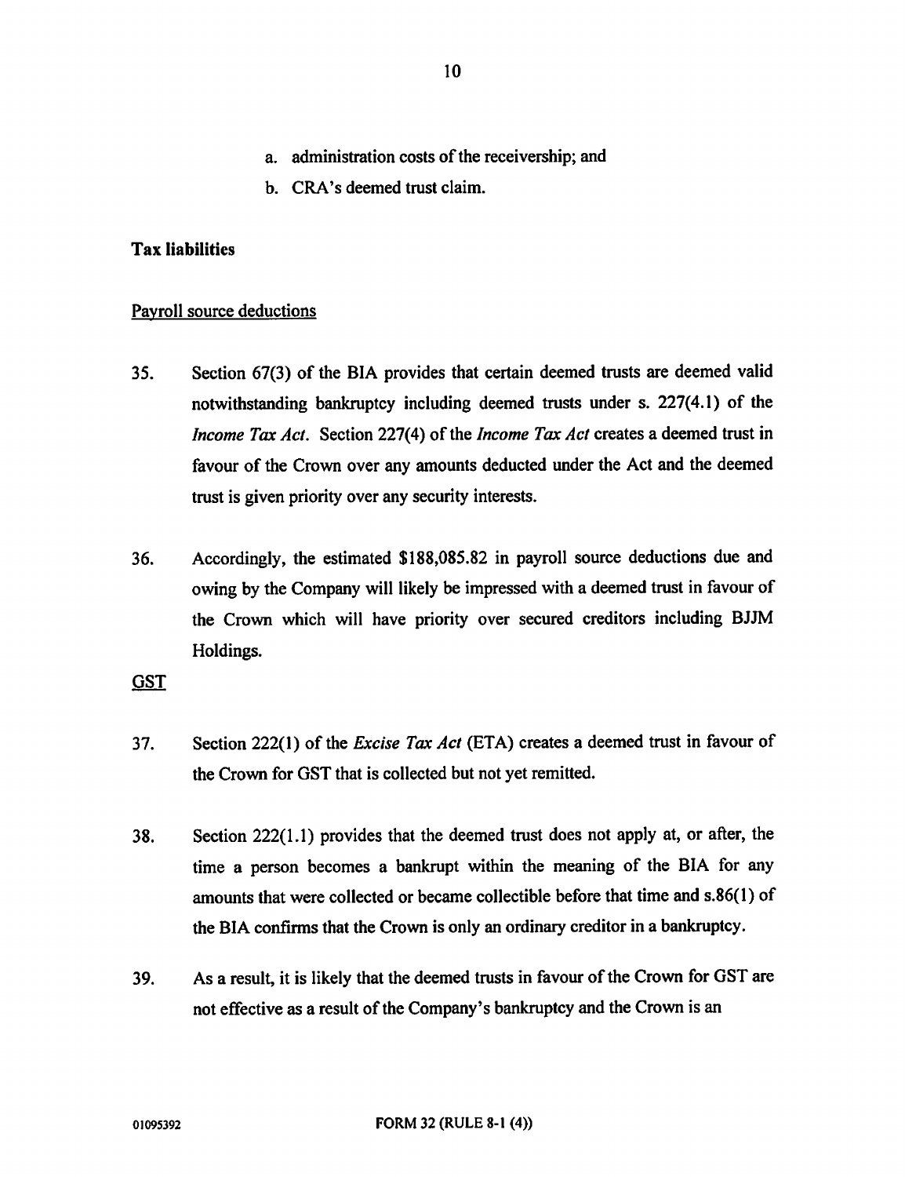a. administration costs of the receivership; and

b. CRA's deemed trust claim.

**Tax liabilities**

Payroll source deductions

35. Section 67(3) of the BIA provides that certain deemed trusts are deemed valid notwithstanding bankruptcy including deemed trusts under s. 227(4.1) of the *Income Tax Act*. Section 227(4) of the *Income Tax Act* creates a deemed trust in favour of the Crown over any amounts deducted under the Act and the deemed trust is given priority over any security interests.

36. Accordingly, the estimated $188,085.82 in payroll source deductions due and owing by the Company will likely be impressed with a deemed trust in favour of the Crown which will have priority over secured creditors including BJJM Holdings.

GST

37. Section 222(1) of the *Excise Tax Act* (ETA) creates a deemed trust in favour of the Crown for GST that is collected but not yet remitted.

38. Section 222(1.1) provides that the deemed trust does not apply at, or after, the time a person becomes a bankrupt within the meaning of the BIA for any amounts that were collected or became collectible before that time and s.86(1) of the BIA confirms that the Crown is only an ordinary creditor in a bankruptcy.

39. As a result, it is likely that the deemed trusts in favour of the Crown for GST are not effective as a result of the Company's bankruptcy and the Crown is an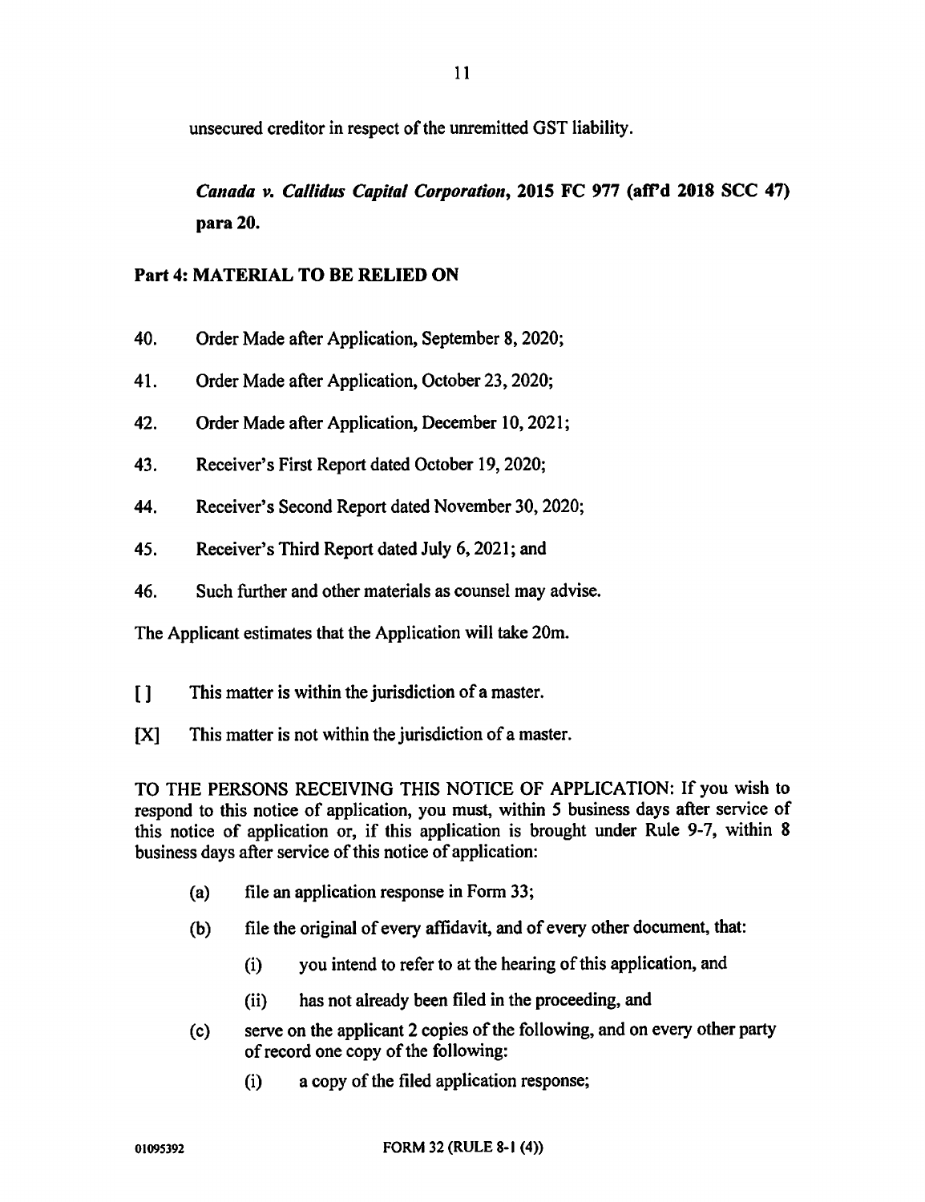unsecured creditor in respect of the unremitted GST liability.

> ***Canada v. Callidus Capital Corporation*, 2015 FC 977 (aff'd 2018 SCC 47) para 20.**

## Part 4: MATERIAL TO BE RELIED ON

40. Order Made after Application, September 8, 2020;
41. Order Made after Application, October 23, 2020;
42. Order Made after Application, December 10, 2021;
43. Receiver's First Report dated October 19, 2020;
44. Receiver's Second Report dated November 30, 2020;
45. Receiver's Third Report dated July 6, 2021; and
46. Such further and other materials as counsel may advise.

The Applicant estimates that the Application will take 20m.

[ ] This matter is within the jurisdiction of a master.

[X] This matter is not within the jurisdiction of a master.

TO THE PERSONS RECEIVING THIS NOTICE OF APPLICATION: If you wish to respond to this notice of application, you must, within 5 business days after service of this notice of application or, if this application is brought under Rule 9-7, within 8 business days after service of this notice of application:

(a) file an application response in Form 33;

(b) file the original of every affidavit, and of every other document, that:

  (i) you intend to refer to at the hearing of this application, and

  (ii) has not already been filed in the proceeding, and

(c) serve on the applicant 2 copies of the following, and on every other party of record one copy of the following:

  (i) a copy of the filed application response;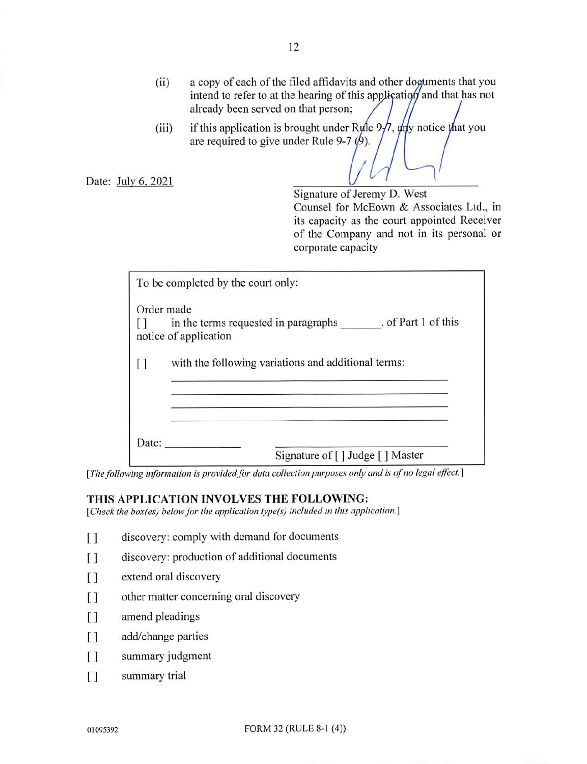(ii) a copy of each of the filed affidavits and other documents that you intend to refer to at the hearing of this application and that has not already been served on that person;

(iii) if this application is brought under Rule 9-7, any notice that you are required to give under Rule 9-7 (9).

Date: July 6, 2021

Signature of Jeremy D. West
Counsel for McEown & Associates Ltd., in its capacity as the court appointed Receiver of the Company and not in its personal or corporate capacity

| To be completed by the court only: |
|---|
| Order made |
| [ ] in the terms requested in paragraphs _______ . of Part 1 of this notice of application |
| [ ] with the following variations and additional terms: |
| _______________________________________________ |
| _______________________________________________ |
| _______________________________________________ |
| _______________________________________________ |
| Date: ____________   ___________________________ Signature of [ ] Judge [ ] Master |

*[The following information is provided for data collection purposes only and is of no legal effect.]*

## THIS APPLICATION INVOLVES THE FOLLOWING:

*[Check the box(es) below for the application type(s) included in this application.]*

[ ] discovery: comply with demand for documents

[ ] discovery: production of additional documents

[ ] extend oral discovery

[ ] other matter concerning oral discovery

[ ] amend pleadings

[ ] add/change parties

[ ] summary judgment

[ ] summary trial

01095392 FORM 32 (RULE 8-1 (4))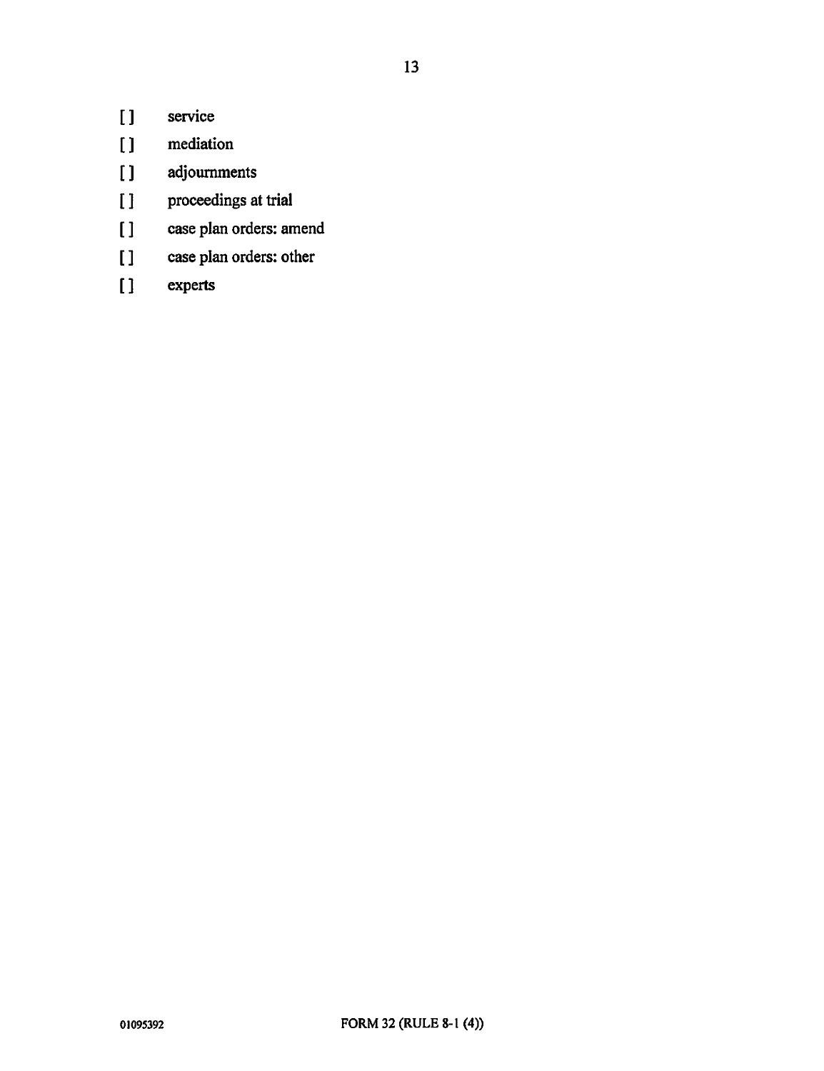[ ] service

[ ] mediation

[ ] adjournments

[ ] proceedings at trial

[ ] case plan orders: amend

[ ] case plan orders: other

[ ] experts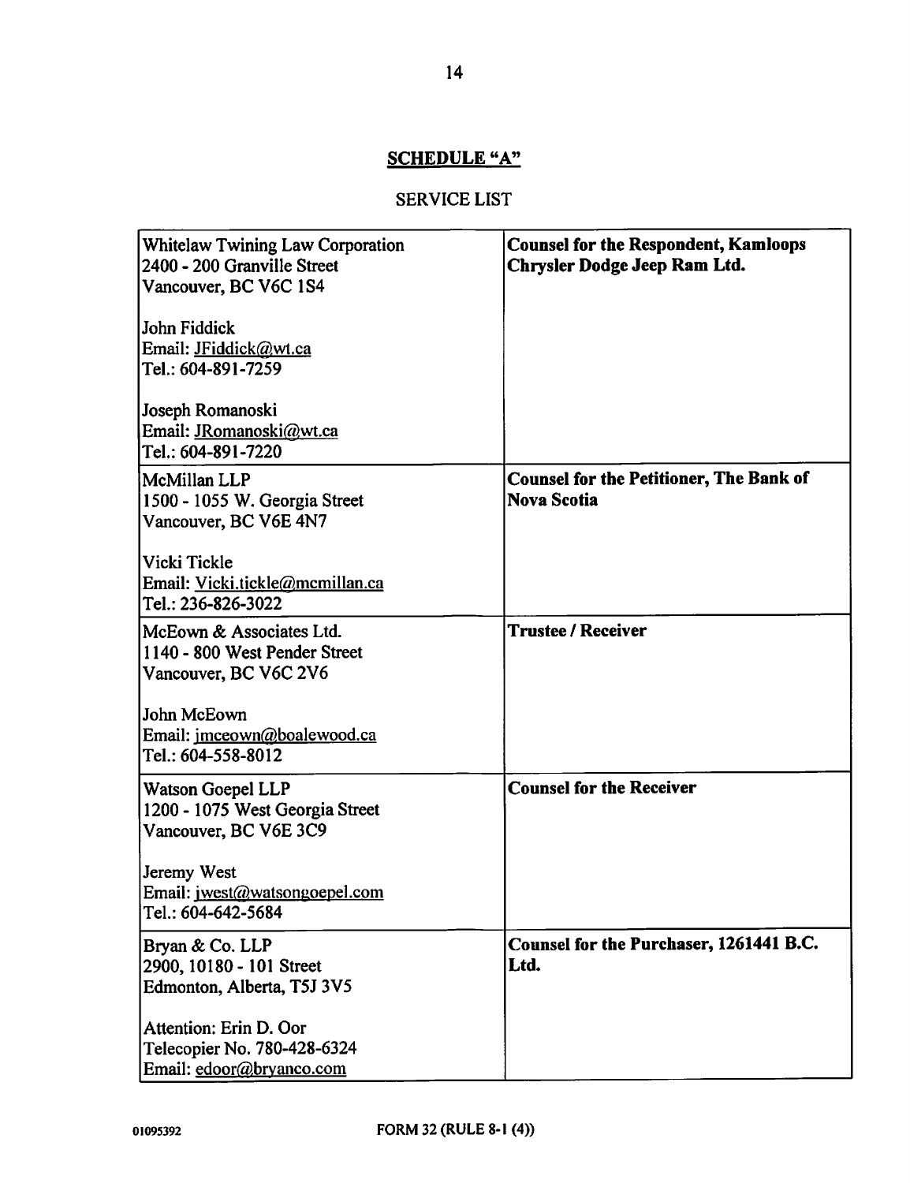## SCHEDULE "A"

SERVICE LIST

| | |
|---|---|
| Whitelaw Twining Law Corporation<br>2400 - 200 Granville Street<br>Vancouver, BC V6C 1S4<br><br>John Fiddick<br>Email: JFiddick@wt.ca<br>Tel.: 604-891-7259<br><br>Joseph Romanoski<br>Email: JRomanoski@wt.ca<br>Tel.: 604-891-7220 | **Counsel for the Respondent, Kamloops Chrysler Dodge Jeep Ram Ltd.** |
| McMillan LLP<br>1500 - 1055 W. Georgia Street<br>Vancouver, BC V6E 4N7<br><br>Vicki Tickle<br>Email: Vicki.tickle@mcmillan.ca<br>Tel.: 236-826-3022 | **Counsel for the Petitioner, The Bank of Nova Scotia** |
| McEown & Associates Ltd.<br>1140 - 800 West Pender Street<br>Vancouver, BC V6C 2V6<br><br>John McEown<br>Email: jmceown@boalewood.ca<br>Tel.: 604-558-8012 | **Trustee / Receiver** |
| Watson Goepel LLP<br>1200 - 1075 West Georgia Street<br>Vancouver, BC V6E 3C9<br><br>Jeremy West<br>Email: jwest@watsongoepel.com<br>Tel.: 604-642-5684 | **Counsel for the Receiver** |
| Bryan & Co. LLP<br>2900, 10180 - 101 Street<br>Edmonton, Alberta, T5J 3V5<br><br>Attention: Erin D. Oor<br>Telecopier No. 780-428-6324<br>Email: edoor@bryanco.com | **Counsel for the Purchaser, 1261441 B.C. Ltd.** |

01095392 FORM 32 (RULE 8-1 (4))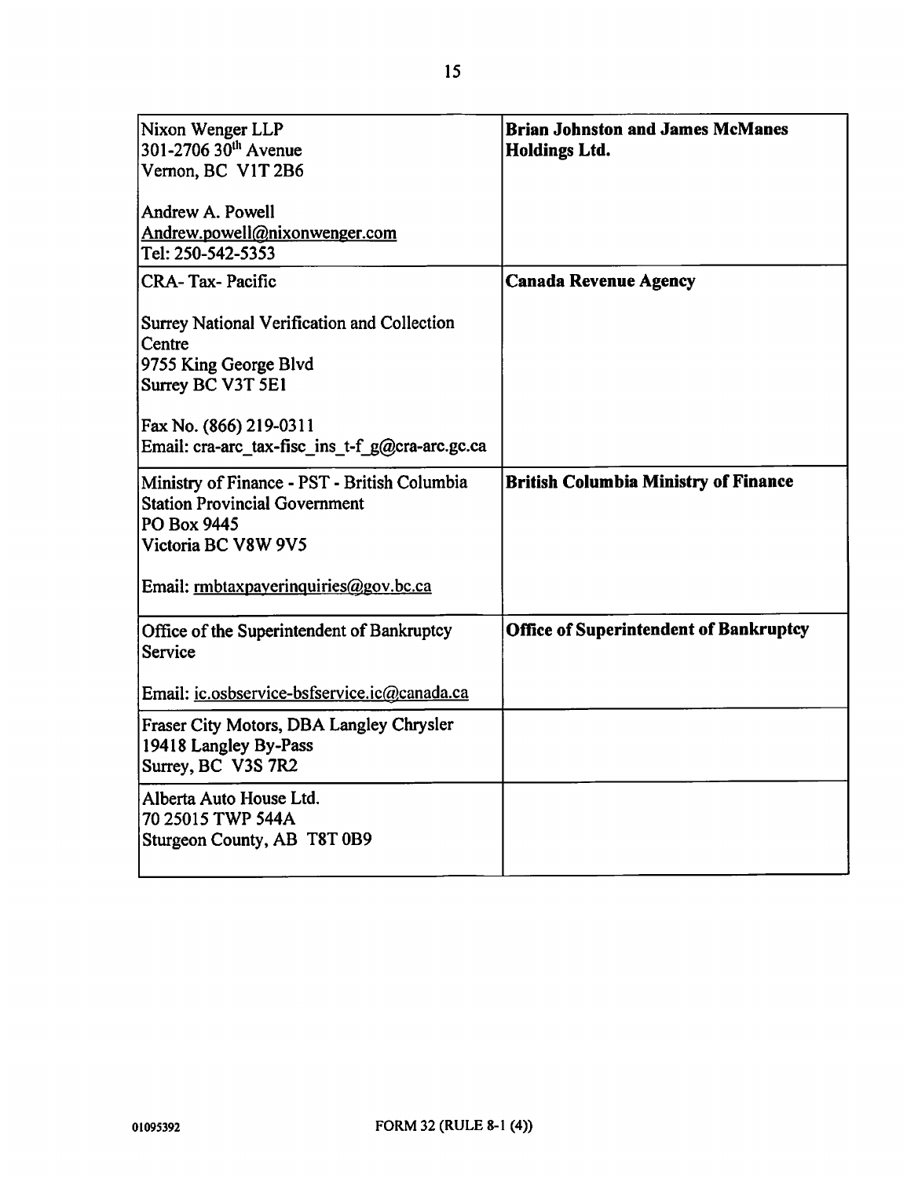| | |
|---|---|
| Nixon Wenger LLP<br>301-2706 30th Avenue<br>Vernon, BC V1T 2B6<br><br>Andrew A. Powell<br>Andrew.powell@nixonwenger.com<br>Tel: 250-542-5353 | **Brian Johnston and James McManes Holdings Ltd.** |
| CRA- Tax- Pacific<br><br>Surrey National Verification and Collection Centre<br>9755 King George Blvd<br>Surrey BC V3T 5E1<br><br>Fax No. (866) 219-0311<br>Email: cra-arc_tax-fisc_ins_t-f_g@cra-arc.gc.ca | **Canada Revenue Agency** |
| Ministry of Finance - PST - British Columbia<br>Station Provincial Government<br>PO Box 9445<br>Victoria BC V8W 9V5<br><br>Email: rmbtaxpayerinquiries@gov.bc.ca | **British Columbia Ministry of Finance** |
| Office of the Superintendent of Bankruptcy Service<br><br>Email: ic.osbservice-bsfservice.ic@canada.ca | **Office of Superintendent of Bankruptcy** |
| Fraser City Motors, DBA Langley Chrysler<br>19418 Langley By-Pass<br>Surrey, BC V3S 7R2 | |
| Alberta Auto House Ltd.<br>70 25015 TWP 544A<br>Sturgeon County, AB T8T 0B9 | |

01095392

FORM 32 (RULE 8-1 (4))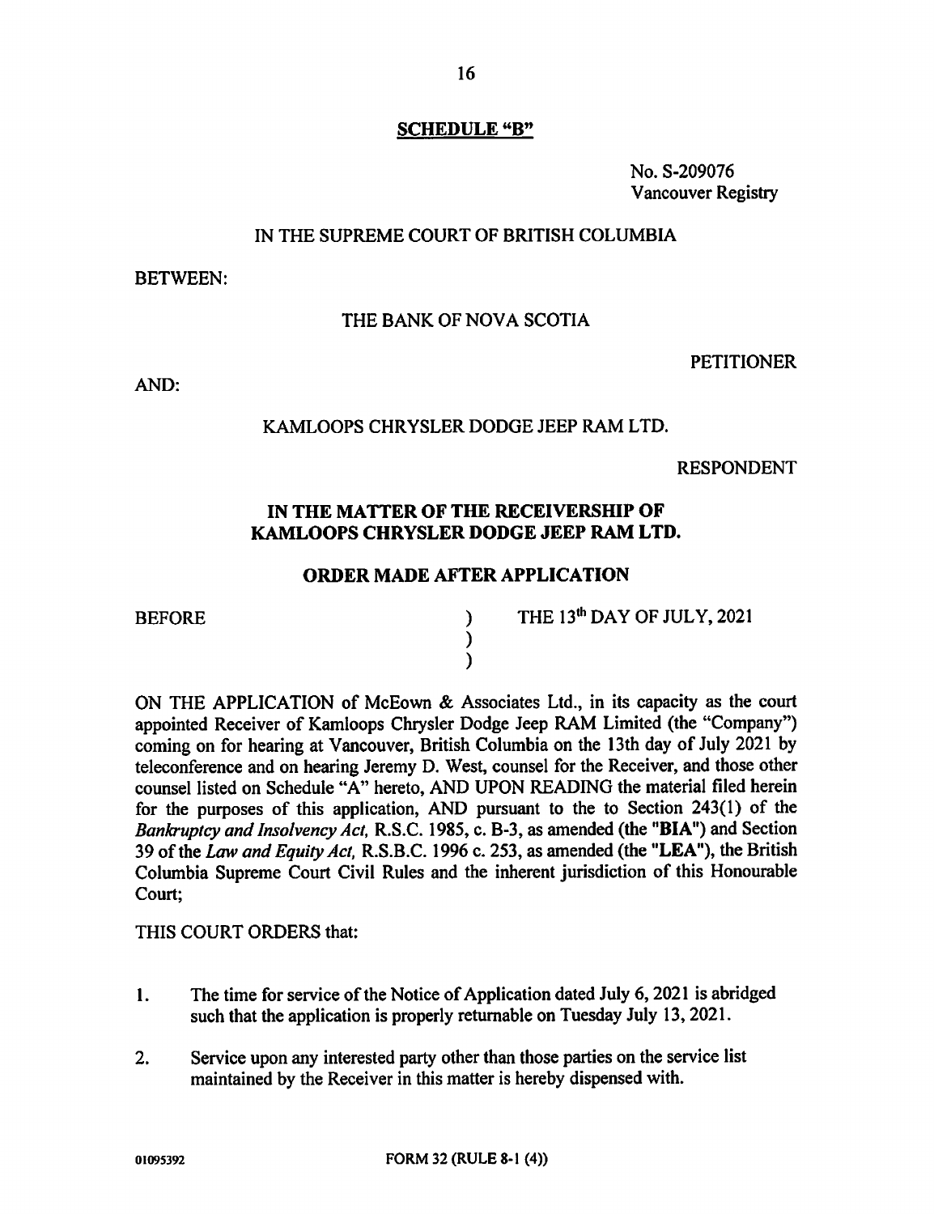**SCHEDULE "B"**

No. S-209076
Vancouver Registry

IN THE SUPREME COURT OF BRITISH COLUMBIA

BETWEEN:

THE BANK OF NOVA SCOTIA

PETITIONER

AND:

KAMLOOPS CHRYSLER DODGE JEEP RAM LTD.

RESPONDENT

**IN THE MATTER OF THE RECEIVERSHIP OF KAMLOOPS CHRYSLER DODGE JEEP RAM LTD.**

**ORDER MADE AFTER APPLICATION**

| | | |
|---|---|---|
| BEFORE | ) | THE 13th DAY OF JULY, 2021 |
| | ) | |
| | ) | |

ON THE APPLICATION of McEown & Associates Ltd., in its capacity as the court appointed Receiver of Kamloops Chrysler Dodge Jeep RAM Limited (the "Company") coming on for hearing at Vancouver, British Columbia on the 13th day of July 2021 by teleconference and on hearing Jeremy D. West, counsel for the Receiver, and those other counsel listed on Schedule "A" hereto, AND UPON READING the material filed herein for the purposes of this application, AND pursuant to the to Section 243(1) of the *Bankruptcy and Insolvency Act,* R.S.C. 1985, c. B-3, as amended (the "**BIA**") and Section 39 of the *Law and Equity Act,* R.S.B.C. 1996 c. 253, as amended (the "**LEA**"), the British Columbia Supreme Court Civil Rules and the inherent jurisdiction of this Honourable Court;

THIS COURT ORDERS that:

1. The time for service of the Notice of Application dated July 6, 2021 is abridged such that the application is properly returnable on Tuesday July 13, 2021.

2. Service upon any interested party other than those parties on the service list maintained by the Receiver in this matter is hereby dispensed with.

01095392 FORM 32 (RULE 8-1 (4))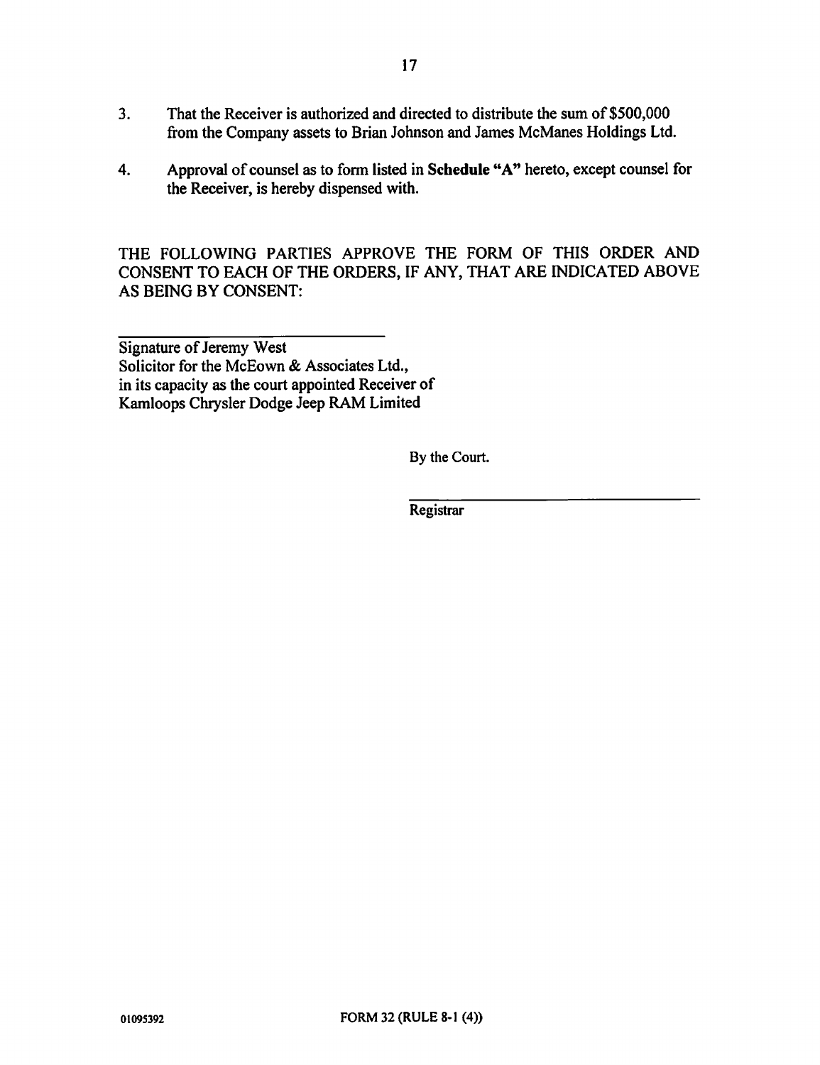3. That the Receiver is authorized and directed to distribute the sum of $500,000 from the Company assets to Brian Johnson and James McManes Holdings Ltd.

4. Approval of counsel as to form listed in **Schedule "A"** hereto, except counsel for the Receiver, is hereby dispensed with.

THE FOLLOWING PARTIES APPROVE THE FORM OF THIS ORDER AND CONSENT TO EACH OF THE ORDERS, IF ANY, THAT ARE INDICATED ABOVE AS BEING BY CONSENT:

\_\_\_\_\_\_\_\_\_\_\_\_\_\_\_\_\_\_\_\_\_\_\_\_\_\_\_\_\_\_

Signature of Jeremy West
Solicitor for the McEown & Associates Ltd., in its capacity as the court appointed Receiver of Kamloops Chrysler Dodge Jeep RAM Limited

By the Court.

\_\_\_\_\_\_\_\_\_\_\_\_\_\_\_\_\_\_\_\_\_\_\_\_\_\_\_\_\_\_

Registrar

01095392 FORM 32 (RULE 8-1 (4))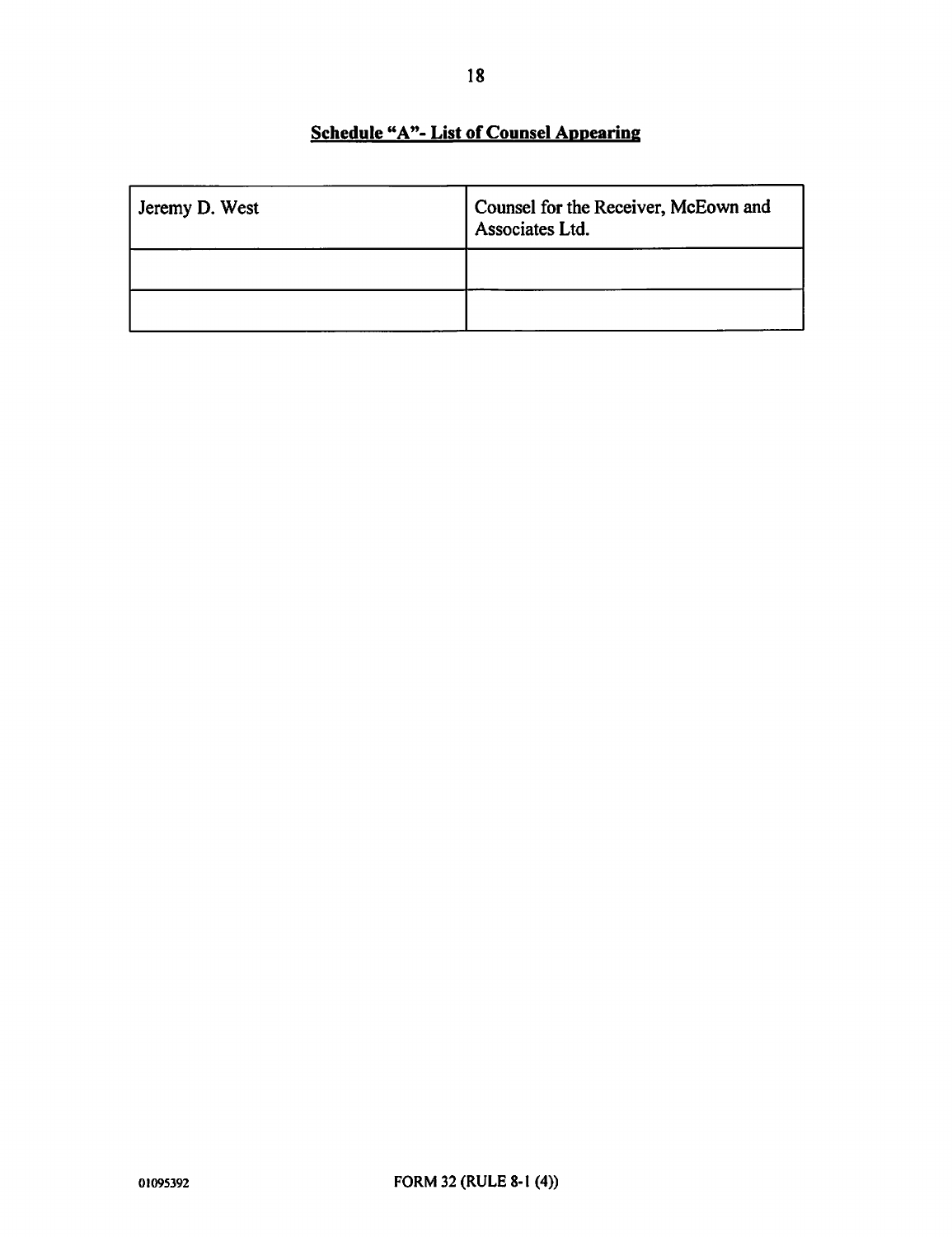**Schedule "A"- List of Counsel Appearing**

| | |
|---|---|
| Jeremy D. West | Counsel for the Receiver, McEown and Associates Ltd. |
| | |
| | |

01095392

FORM 32 (RULE 8-1 (4))